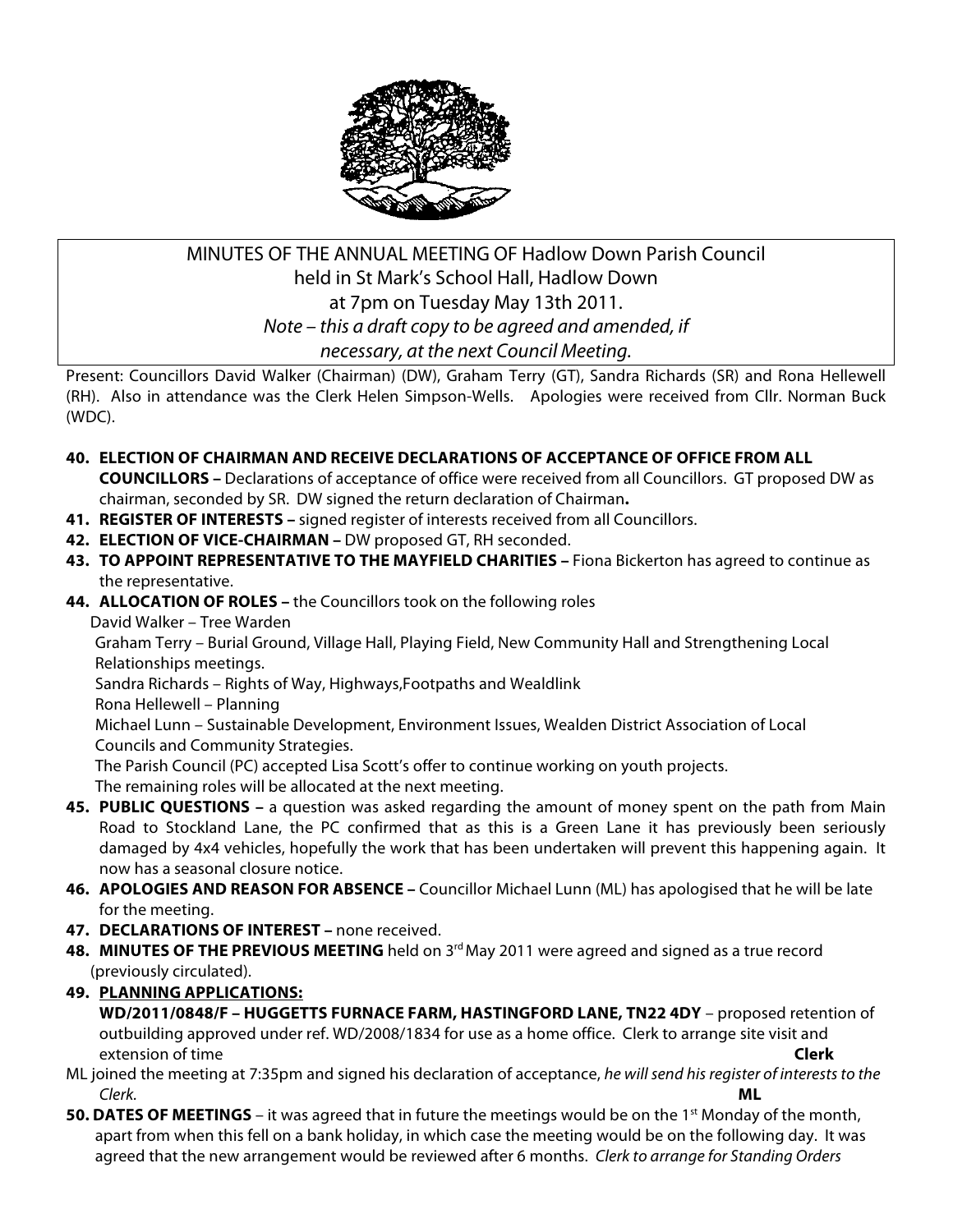MINUTES OF THE ANNUAL MEETING OF Hadlow Down Parish Council
held in St Mark's School Hall, Hadlow Down
at 7pm on Tuesday May 13th 2011.
*Note – this a draft copy to be agreed and amended, if necessary, at the next Council Meeting.*

Present: Councillors David Walker (Chairman) (DW), Graham Terry (GT), Sandra Richards (SR) and Rona Hellewell (RH). Also in attendance was the Clerk Helen Simpson-Wells. Apologies were received from Cllr. Norman Buck (WDC).

**40. ELECTION OF CHAIRMAN AND RECEIVE DECLARATIONS OF ACCEPTANCE OF OFFICE FROM ALL COUNCILLORS –** Declarations of acceptance of office were received from all Councillors. GT proposed DW as chairman, seconded by SR. DW signed the return declaration of Chairman**.**

**41. REGISTER OF INTERESTS –** signed register of interests received from all Councillors.

**42. ELECTION OF VICE-CHAIRMAN –** DW proposed GT, RH seconded.

**43. TO APPOINT REPRESENTATIVE TO THE MAYFIELD CHARITIES –** Fiona Bickerton has agreed to continue as the representative.

**44. ALLOCATION OF ROLES –** the Councillors took on the following roles

David Walker – Tree Warden

Graham Terry – Burial Ground, Village Hall, Playing Field, New Community Hall and Strengthening Local Relationships meetings.

Sandra Richards – Rights of Way, Highways,Footpaths and Wealdlink

Rona Hellewell – Planning

Michael Lunn – Sustainable Development, Environment Issues, Wealden District Association of Local Councils and Community Strategies.

The Parish Council (PC) accepted Lisa Scott's offer to continue working on youth projects.

The remaining roles will be allocated at the next meeting.

**45. PUBLIC QUESTIONS –** a question was asked regarding the amount of money spent on the path from Main Road to Stockland Lane, the PC confirmed that as this is a Green Lane it has previously been seriously damaged by 4x4 vehicles, hopefully the work that has been undertaken will prevent this happening again. It now has a seasonal closure notice.

**46. APOLOGIES AND REASON FOR ABSENCE –** Councillor Michael Lunn (ML) has apologised that he will be late for the meeting.

**47. DECLARATIONS OF INTEREST –** none received.

**48. MINUTES OF THE PREVIOUS MEETING** held on 3rd May 2011 were agreed and signed as a true record (previously circulated).

**49. PLANNING APPLICATIONS:**

**WD/2011/0848/F – HUGGETTS FURNACE FARM, HASTINGFORD LANE, TN22 4DY** – proposed retention of outbuilding approved under ref. WD/2008/1834 for use as a home office. Clerk to arrange site visit and extension of time **Clerk**

ML joined the meeting at 7:35pm and signed his declaration of acceptance, *he will send his register of interests to the Clerk.* **ML**

**50. DATES OF MEETINGS** – it was agreed that in future the meetings would be on the 1st Monday of the month, apart from when this fell on a bank holiday, in which case the meeting would be on the following day. It was agreed that the new arrangement would be reviewed after 6 months. *Clerk to arrange for Standing Orders*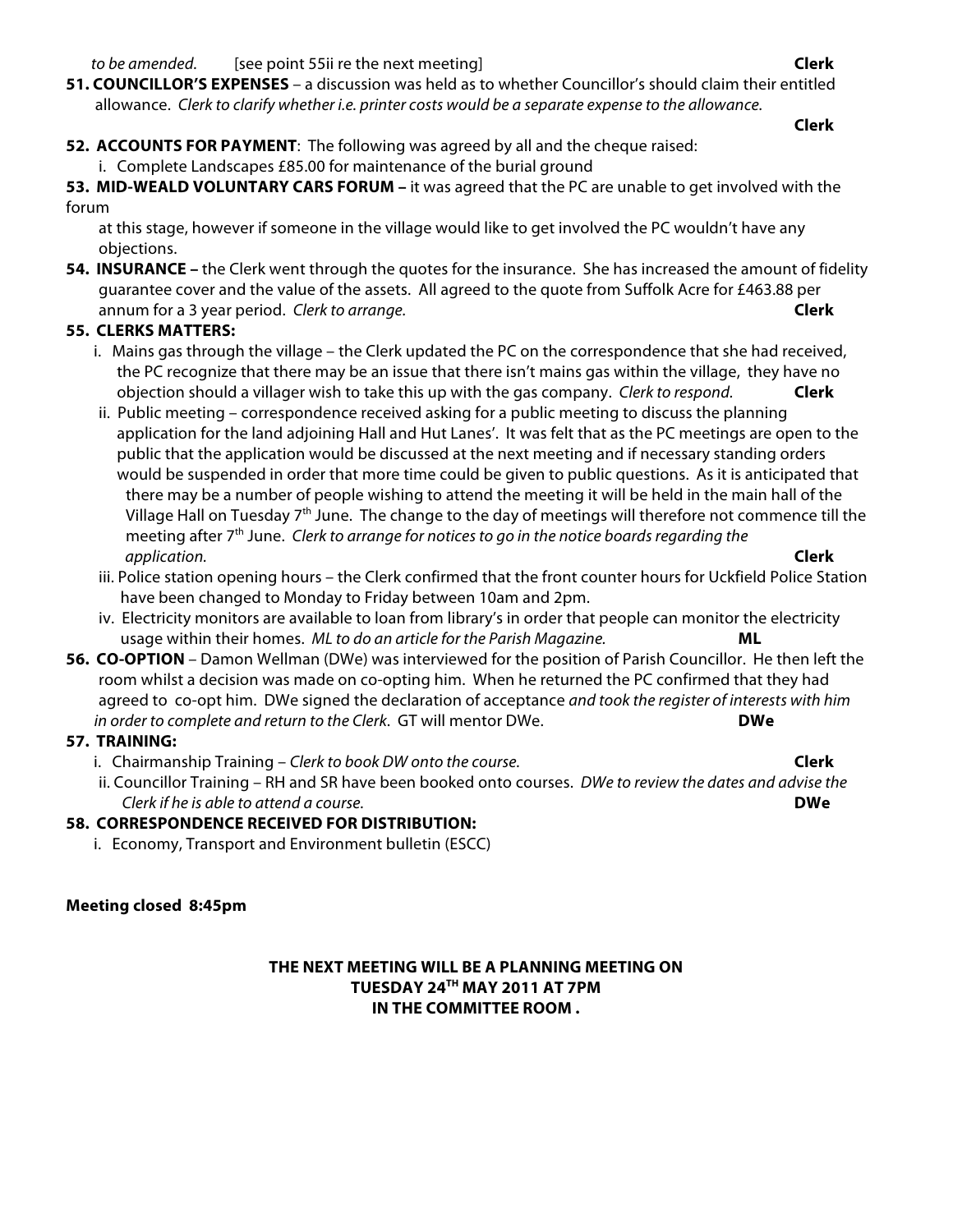*to be amended.* [see point 55ii re the next meeting] **Clerk**

**51. COUNCILLOR'S EXPENSES** – a discussion was held as to whether Councillor's should claim their entitled allowance. *Clerk to clarify whether i.e. printer costs would be a separate expense to the allowance.* **Clerk**

**52. ACCOUNTS FOR PAYMENT**: The following was agreed by all and the cheque raised:

i. Complete Landscapes £85.00 for maintenance of the burial ground

**53. MID-WEALD VOLUNTARY CARS FORUM –** it was agreed that the PC are unable to get involved with the forum at this stage, however if someone in the village would like to get involved the PC wouldn't have any objections.

**54. INSURANCE –** the Clerk went through the quotes for the insurance. She has increased the amount of fidelity guarantee cover and the value of the assets. All agreed to the quote from Suffolk Acre for £463.88 per annum for a 3 year period. *Clerk to arrange.* **Clerk**

**55. CLERKS MATTERS:**

i. Mains gas through the village – the Clerk updated the PC on the correspondence that she had received, the PC recognize that there may be an issue that there isn't mains gas within the village, they have no objection should a villager wish to take this up with the gas company. *Clerk to respond.* **Clerk**

ii. Public meeting – correspondence received asking for a public meeting to discuss the planning application for the land adjoining Hall and Hut Lanes'. It was felt that as the PC meetings are open to the public that the application would be discussed at the next meeting and if necessary standing orders would be suspended in order that more time could be given to public questions. As it is anticipated that there may be a number of people wishing to attend the meeting it will be held in the main hall of the Village Hall on Tuesday 7th June. The change to the day of meetings will therefore not commence till the meeting after 7th June. *Clerk to arrange for notices to go in the notice boards regarding the application.* **Clerk**

iii. Police station opening hours – the Clerk confirmed that the front counter hours for Uckfield Police Station have been changed to Monday to Friday between 10am and 2pm.

iv. Electricity monitors are available to loan from library's in order that people can monitor the electricity usage within their homes. *ML to do an article for the Parish Magazine.* **ML**

**56. CO-OPTION** – Damon Wellman (DWe) was interviewed for the position of Parish Councillor. He then left the room whilst a decision was made on co-opting him. When he returned the PC confirmed that they had agreed to co-opt him. DWe signed the declaration of acceptance *and took the register of interests with him in order to complete and return to the Clerk.* GT will mentor DWe. **DWe**

**57. TRAINING:**

i. Chairmanship Training – *Clerk to book DW onto the course.* **Clerk**

ii. Councillor Training – RH and SR have been booked onto courses. *DWe to review the dates and advise the Clerk if he is able to attend a course.* **DWe**

**58. CORRESPONDENCE RECEIVED FOR DISTRIBUTION:**

i. Economy, Transport and Environment bulletin (ESCC)

**Meeting closed 8:45pm**

**THE NEXT MEETING WILL BE A PLANNING MEETING ON TUESDAY 24TH MAY 2011 AT 7PM IN THE COMMITTEE ROOM .**